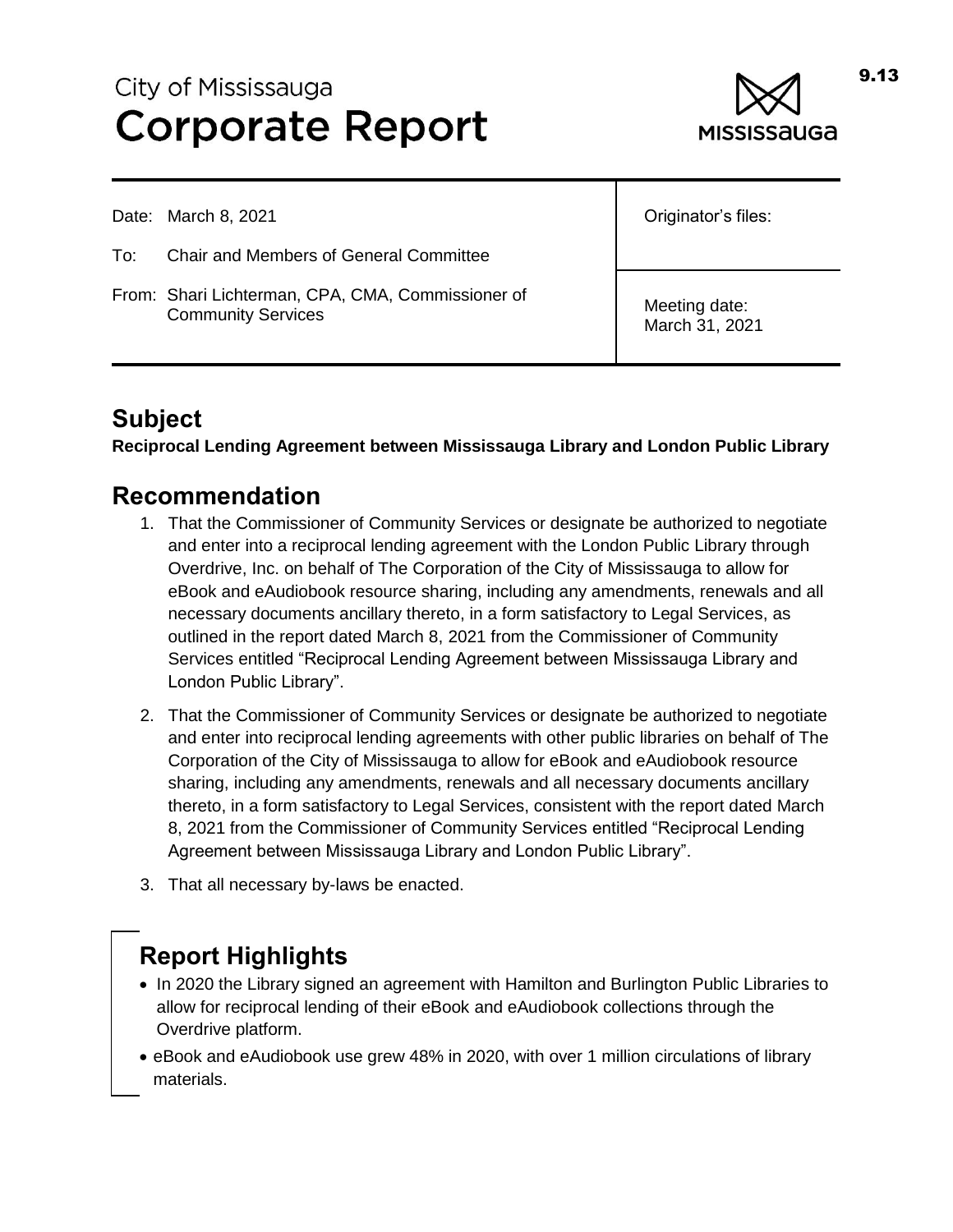# City of Mississauga
# Corporate Report

9.13

| | |
|---|---|
| Date: March 8, 2021<br><br>To: Chair and Members of General Committee<br><br>From: Shari Lichterman, CPA, CMA, Commissioner of Community Services | Originator's files: |
| | Meeting date:<br>March 31, 2021 |

## Subject

**Reciprocal Lending Agreement between Mississauga Library and London Public Library**

## Recommendation

1. That the Commissioner of Community Services or designate be authorized to negotiate and enter into a reciprocal lending agreement with the London Public Library through Overdrive, Inc. on behalf of The Corporation of the City of Mississauga to allow for eBook and eAudiobook resource sharing, including any amendments, renewals and all necessary documents ancillary thereto, in a form satisfactory to Legal Services, as outlined in the report dated March 8, 2021 from the Commissioner of Community Services entitled "Reciprocal Lending Agreement between Mississauga Library and London Public Library".
2. That the Commissioner of Community Services or designate be authorized to negotiate and enter into reciprocal lending agreements with other public libraries on behalf of The Corporation of the City of Mississauga to allow for eBook and eAudiobook resource sharing, including any amendments, renewals and all necessary documents ancillary thereto, in a form satisfactory to Legal Services, consistent with the report dated March 8, 2021 from the Commissioner of Community Services entitled "Reciprocal Lending Agreement between Mississauga Library and London Public Library".
3. That all necessary by-laws be enacted.

## Report Highlights

- In 2020 the Library signed an agreement with Hamilton and Burlington Public Libraries to allow for reciprocal lending of their eBook and eAudiobook collections through the Overdrive platform.
- eBook and eAudiobook use grew 48% in 2020, with over 1 million circulations of library materials.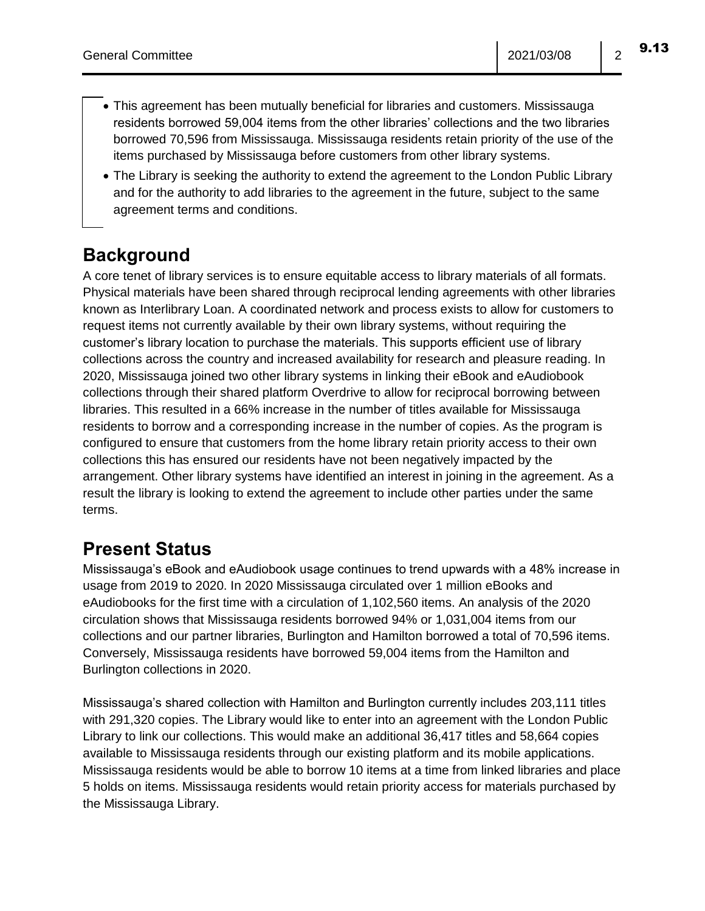- This agreement has been mutually beneficial for libraries and customers. Mississauga residents borrowed 59,004 items from the other libraries' collections and the two libraries borrowed 70,596 from Mississauga. Mississauga residents retain priority of the use of the items purchased by Mississauga before customers from other library systems.
- The Library is seeking the authority to extend the agreement to the London Public Library and for the authority to add libraries to the agreement in the future, subject to the same agreement terms and conditions.

## Background

A core tenet of library services is to ensure equitable access to library materials of all formats. Physical materials have been shared through reciprocal lending agreements with other libraries known as Interlibrary Loan. A coordinated network and process exists to allow for customers to request items not currently available by their own library systems, without requiring the customer's library location to purchase the materials. This supports efficient use of library collections across the country and increased availability for research and pleasure reading. In 2020, Mississauga joined two other library systems in linking their eBook and eAudiobook collections through their shared platform Overdrive to allow for reciprocal borrowing between libraries. This resulted in a 66% increase in the number of titles available for Mississauga residents to borrow and a corresponding increase in the number of copies. As the program is configured to ensure that customers from the home library retain priority access to their own collections this has ensured our residents have not been negatively impacted by the arrangement. Other library systems have identified an interest in joining in the agreement. As a result the library is looking to extend the agreement to include other parties under the same terms.

## Present Status

Mississauga's eBook and eAudiobook usage continues to trend upwards with a 48% increase in usage from 2019 to 2020. In 2020 Mississauga circulated over 1 million eBooks and eAudiobooks for the first time with a circulation of 1,102,560 items. An analysis of the 2020 circulation shows that Mississauga residents borrowed 94% or 1,031,004 items from our collections and our partner libraries, Burlington and Hamilton borrowed a total of 70,596 items. Conversely, Mississauga residents have borrowed 59,004 items from the Hamilton and Burlington collections in 2020.

Mississauga's shared collection with Hamilton and Burlington currently includes 203,111 titles with 291,320 copies. The Library would like to enter into an agreement with the London Public Library to link our collections. This would make an additional 36,417 titles and 58,664 copies available to Mississauga residents through our existing platform and its mobile applications. Mississauga residents would be able to borrow 10 items at a time from linked libraries and place 5 holds on items. Mississauga residents would retain priority access for materials purchased by the Mississauga Library.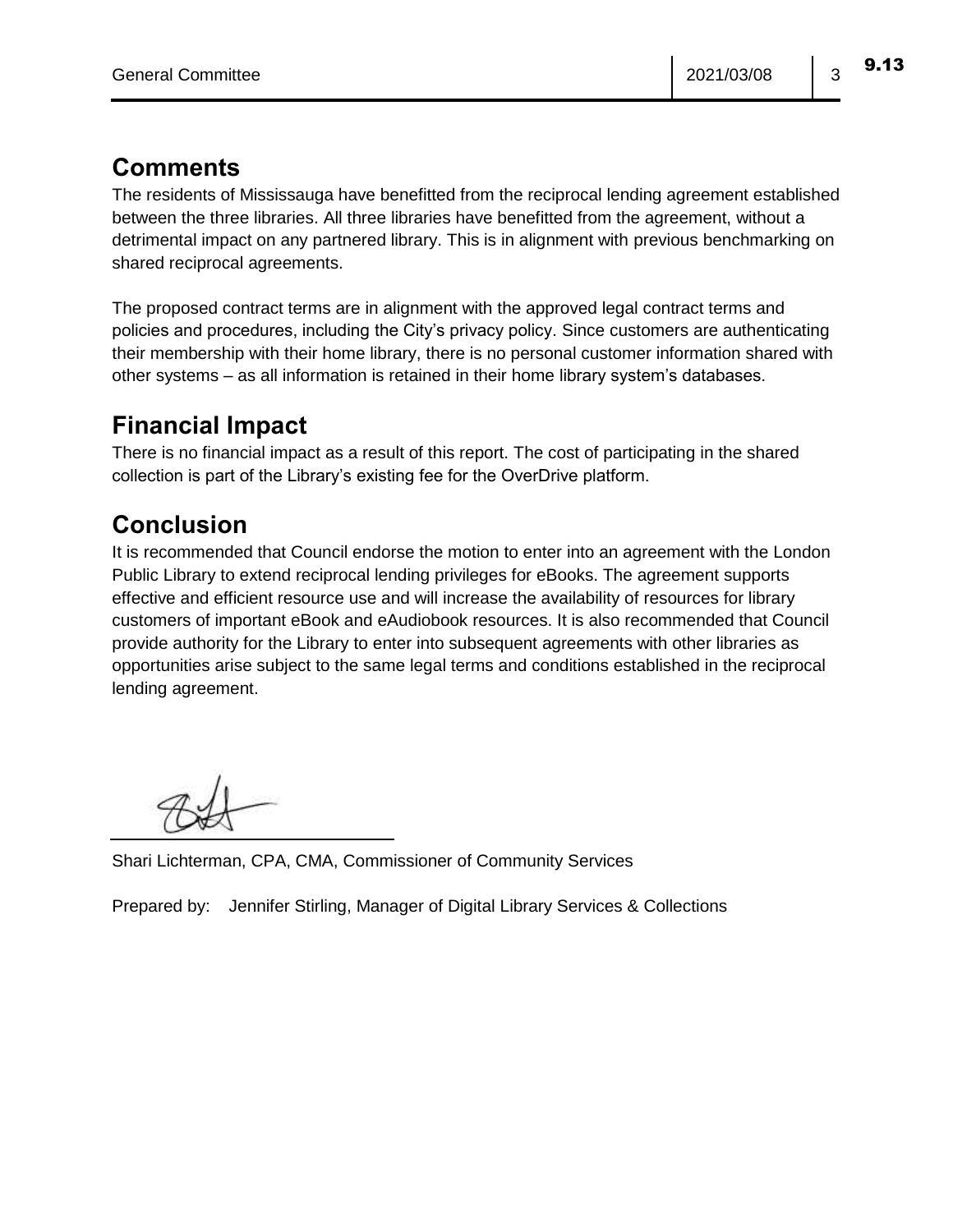## Comments

The residents of Mississauga have benefitted from the reciprocal lending agreement established between the three libraries. All three libraries have benefitted from the agreement, without a detrimental impact on any partnered library. This is in alignment with previous benchmarking on shared reciprocal agreements.

The proposed contract terms are in alignment with the approved legal contract terms and policies and procedures, including the City's privacy policy. Since customers are authenticating their membership with their home library, there is no personal customer information shared with other systems – as all information is retained in their home library system's databases.

## Financial Impact

There is no financial impact as a result of this report. The cost of participating in the shared collection is part of the Library's existing fee for the OverDrive platform.

## Conclusion

It is recommended that Council endorse the motion to enter into an agreement with the London Public Library to extend reciprocal lending privileges for eBooks. The agreement supports effective and efficient resource use and will increase the availability of resources for library customers of important eBook and eAudiobook resources. It is also recommended that Council provide authority for the Library to enter into subsequent agreements with other libraries as opportunities arise subject to the same legal terms and conditions established in the reciprocal lending agreement.

Shari Lichterman, CPA, CMA, Commissioner of Community Services

Prepared by: Jennifer Stirling, Manager of Digital Library Services & Collections